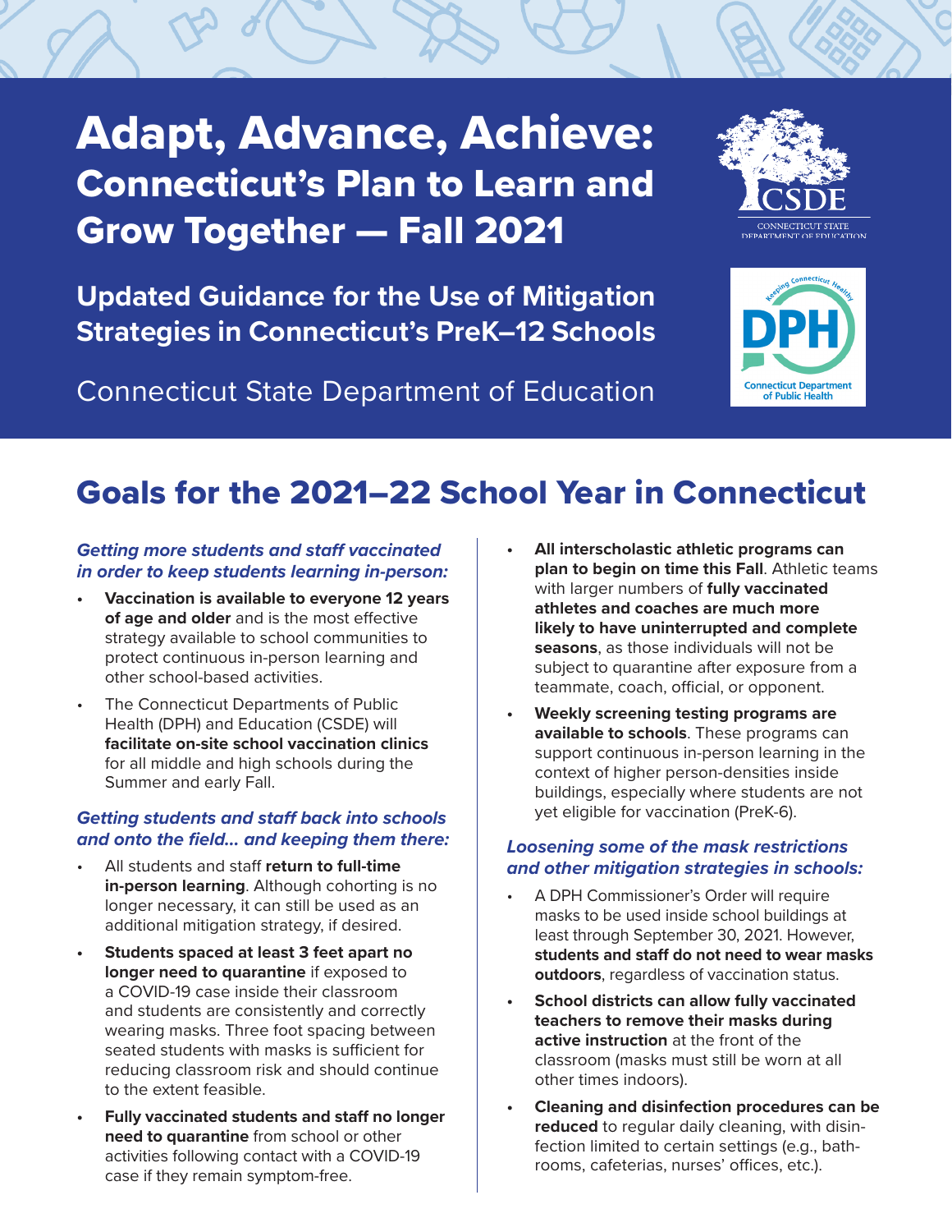# Adapt, Advance, Achieve: Connecticut's Plan to Learn and Grow Together — Fall 2021

## Updated Guidance for the Use of Mitigation Strategies in Connecticut's PreK–12 Schools

Connecticut State Department of Education

## Goals for the 2021–22 School Year in Connecticut

### *Getting more students and staff vaccinated in order to keep students learning in-person:*

- **Vaccination is available to everyone 12 years of age and older** and is the most effective strategy available to school communities to protect continuous in-person learning and other school-based activities.
- The Connecticut Departments of Public Health (DPH) and Education (CSDE) will **facilitate on-site school vaccination clinics** for all middle and high schools during the Summer and early Fall.

### *Getting students and staff back into schools and onto the field... and keeping them there:*

- All students and staff **return to full-time in-person learning**. Although cohorting is no longer necessary, it can still be used as an additional mitigation strategy, if desired.
- **Students spaced at least 3 feet apart no longer need to quarantine** if exposed to a COVID-19 case inside their classroom and students are consistently and correctly wearing masks. Three foot spacing between seated students with masks is sufficient for reducing classroom risk and should continue to the extent feasible.
- **Fully vaccinated students and staff no longer need to quarantine** from school or other activities following contact with a COVID-19 case if they remain symptom-free.
- **All interscholastic athletic programs can plan to begin on time this Fall**. Athletic teams with larger numbers of **fully vaccinated athletes and coaches are much more likely to have uninterrupted and complete seasons**, as those individuals will not be subject to quarantine after exposure from a teammate, coach, official, or opponent.
- **Weekly screening testing programs are available to schools**. These programs can support continuous in-person learning in the context of higher person-densities inside buildings, especially where students are not yet eligible for vaccination (PreK-6).

### *Loosening some of the mask restrictions and other mitigation strategies in schools:*

- A DPH Commissioner's Order will require masks to be used inside school buildings at least through September 30, 2021. However, **students and staff do not need to wear masks outdoors**, regardless of vaccination status.
- **School districts can allow fully vaccinated teachers to remove their masks during active instruction** at the front of the classroom (masks must still be worn at all other times indoors).
- **Cleaning and disinfection procedures can be reduced** to regular daily cleaning, with disinfection limited to certain settings (e.g., bathrooms, cafeterias, nurses' offices, etc.).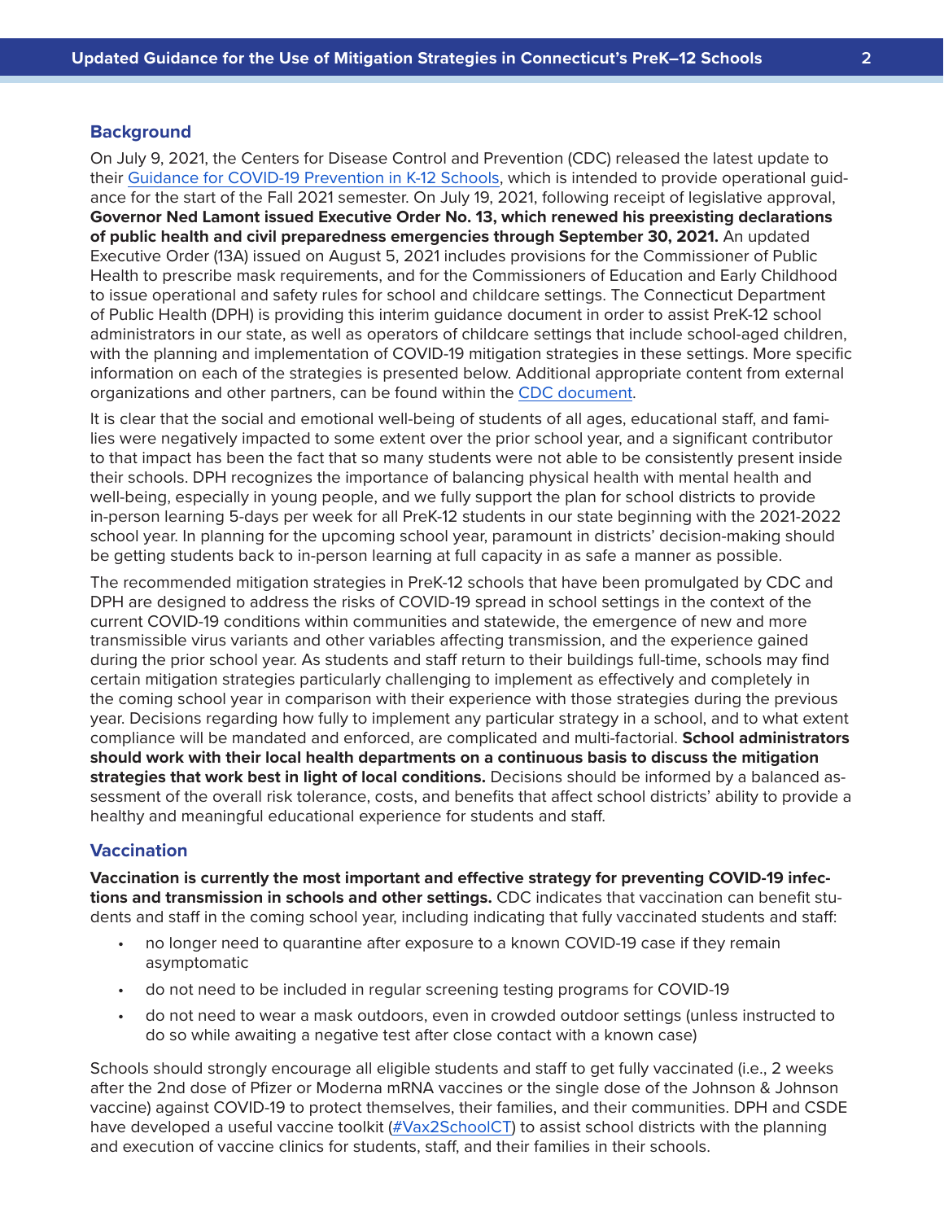## Background

On July 9, 2021, the Centers for Disease Control and Prevention (CDC) released the latest update to their [Guidance for COVID-19 Prevention in K-12 Schools](), which is intended to provide operational guidance for the start of the Fall 2021 semester. On July 19, 2021, following receipt of legislative approval, **Governor Ned Lamont issued Executive Order No. 13, which renewed his preexisting declarations of public health and civil preparedness emergencies through September 30, 2021.** An updated Executive Order (13A) issued on August 5, 2021 includes provisions for the Commissioner of Public Health to prescribe mask requirements, and for the Commissioners of Education and Early Childhood to issue operational and safety rules for school and childcare settings. The Connecticut Department of Public Health (DPH) is providing this interim guidance document in order to assist PreK-12 school administrators in our state, as well as operators of childcare settings that include school-aged children, with the planning and implementation of COVID-19 mitigation strategies in these settings. More specific information on each of the strategies is presented below. Additional appropriate content from external organizations and other partners, can be found within the [CDC document]().

It is clear that the social and emotional well-being of students of all ages, educational staff, and families were negatively impacted to some extent over the prior school year, and a significant contributor to that impact has been the fact that so many students were not able to be consistently present inside their schools. DPH recognizes the importance of balancing physical health with mental health and well-being, especially in young people, and we fully support the plan for school districts to provide in-person learning 5-days per week for all PreK-12 students in our state beginning with the 2021-2022 school year. In planning for the upcoming school year, paramount in districts' decision-making should be getting students back to in-person learning at full capacity in as safe a manner as possible.

The recommended mitigation strategies in PreK-12 schools that have been promulgated by CDC and DPH are designed to address the risks of COVID-19 spread in school settings in the context of the current COVID-19 conditions within communities and statewide, the emergence of new and more transmissible virus variants and other variables affecting transmission, and the experience gained during the prior school year. As students and staff return to their buildings full-time, schools may find certain mitigation strategies particularly challenging to implement as effectively and completely in the coming school year in comparison with their experience with those strategies during the previous year. Decisions regarding how fully to implement any particular strategy in a school, and to what extent compliance will be mandated and enforced, are complicated and multi-factorial. **School administrators should work with their local health departments on a continuous basis to discuss the mitigation strategies that work best in light of local conditions.** Decisions should be informed by a balanced assessment of the overall risk tolerance, costs, and benefits that affect school districts' ability to provide a healthy and meaningful educational experience for students and staff.

## Vaccination

**Vaccination is currently the most important and effective strategy for preventing COVID-19 infections and transmission in schools and other settings.** CDC indicates that vaccination can benefit students and staff in the coming school year, including indicating that fully vaccinated students and staff:

- no longer need to quarantine after exposure to a known COVID-19 case if they remain asymptomatic
- do not need to be included in regular screening testing programs for COVID-19
- do not need to wear a mask outdoors, even in crowded outdoor settings (unless instructed to do so while awaiting a negative test after close contact with a known case)

Schools should strongly encourage all eligible students and staff to get fully vaccinated (i.e., 2 weeks after the 2nd dose of Pfizer or Moderna mRNA vaccines or the single dose of the Johnson & Johnson vaccine) against COVID-19 to protect themselves, their families, and their communities. DPH and CSDE have developed a useful vaccine toolkit ([#Vax2SchoolCT]()) to assist school districts with the planning and execution of vaccine clinics for students, staff, and their families in their schools.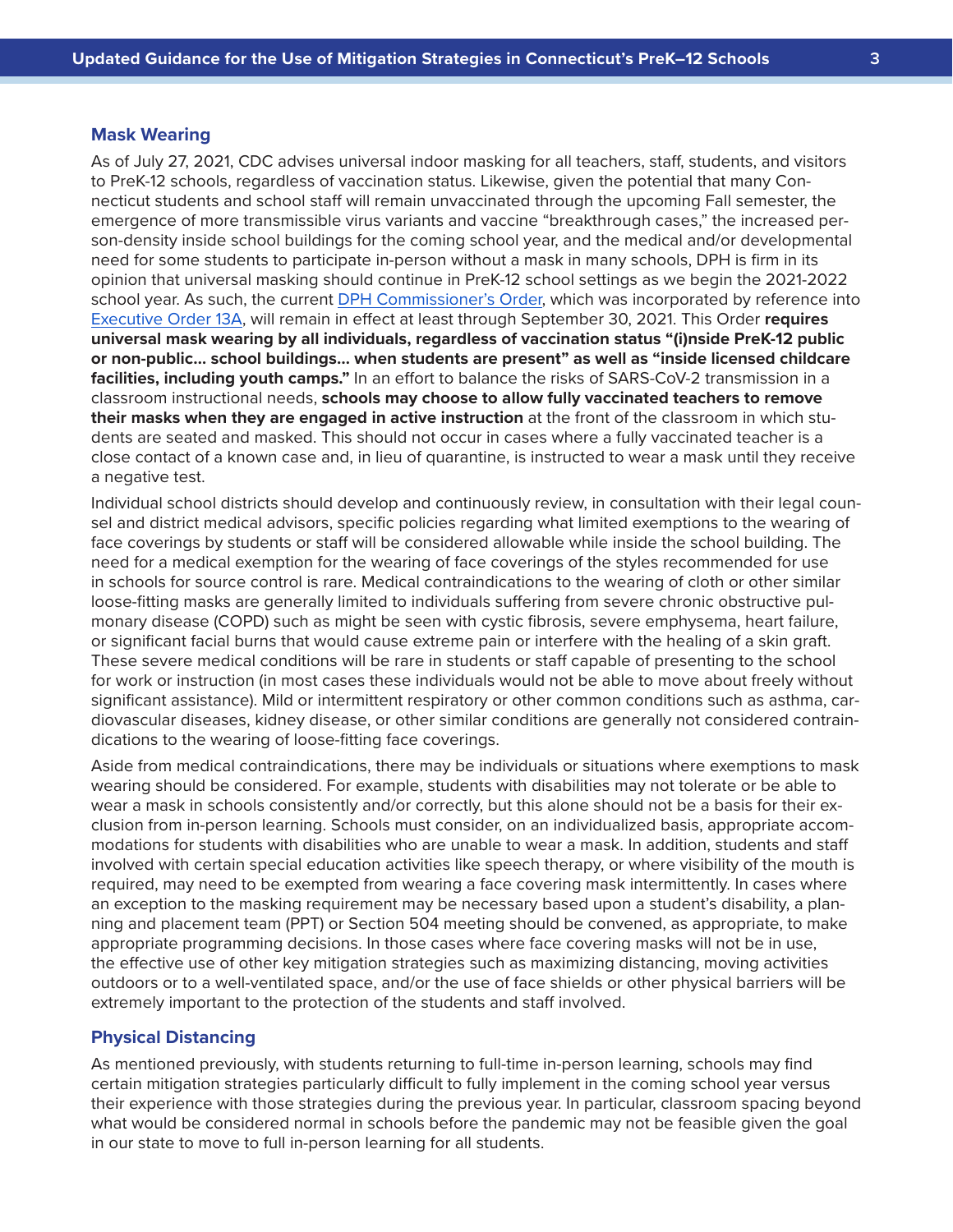## Mask Wearing

As of July 27, 2021, CDC advises universal indoor masking for all teachers, staff, students, and visitors to PreK-12 schools, regardless of vaccination status. Likewise, given the potential that many Connecticut students and school staff will remain unvaccinated through the upcoming Fall semester, the emergence of more transmissible virus variants and vaccine "breakthrough cases," the increased person-density inside school buildings for the coming school year, and the medical and/or developmental need for some students to participate in-person without a mask in many schools, DPH is firm in its opinion that universal masking should continue in PreK-12 school settings as we begin the 2021-2022 school year. As such, the current [DPH Commissioner's Order](), which was incorporated by reference into [Executive Order 13A](), will remain in effect at least through September 30, 2021. This Order **requires universal mask wearing by all individuals, regardless of vaccination status "(i)nside PreK-12 public or non-public… school buildings… when students are present" as well as "inside licensed childcare facilities, including youth camps."** In an effort to balance the risks of SARS-CoV-2 transmission in a classroom instructional needs, **schools may choose to allow fully vaccinated teachers to remove their masks when they are engaged in active instruction** at the front of the classroom in which students are seated and masked. This should not occur in cases where a fully vaccinated teacher is a close contact of a known case and, in lieu of quarantine, is instructed to wear a mask until they receive a negative test.

Individual school districts should develop and continuously review, in consultation with their legal counsel and district medical advisors, specific policies regarding what limited exemptions to the wearing of face coverings by students or staff will be considered allowable while inside the school building. The need for a medical exemption for the wearing of face coverings of the styles recommended for use in schools for source control is rare. Medical contraindications to the wearing of cloth or other similar loose-fitting masks are generally limited to individuals suffering from severe chronic obstructive pulmonary disease (COPD) such as might be seen with cystic fibrosis, severe emphysema, heart failure, or significant facial burns that would cause extreme pain or interfere with the healing of a skin graft. These severe medical conditions will be rare in students or staff capable of presenting to the school for work or instruction (in most cases these individuals would not be able to move about freely without significant assistance). Mild or intermittent respiratory or other common conditions such as asthma, cardiovascular diseases, kidney disease, or other similar conditions are generally not considered contraindications to the wearing of loose-fitting face coverings.

Aside from medical contraindications, there may be individuals or situations where exemptions to mask wearing should be considered. For example, students with disabilities may not tolerate or be able to wear a mask in schools consistently and/or correctly, but this alone should not be a basis for their exclusion from in-person learning. Schools must consider, on an individualized basis, appropriate accommodations for students with disabilities who are unable to wear a mask. In addition, students and staff involved with certain special education activities like speech therapy, or where visibility of the mouth is required, may need to be exempted from wearing a face covering mask intermittently. In cases where an exception to the masking requirement may be necessary based upon a student's disability, a planning and placement team (PPT) or Section 504 meeting should be convened, as appropriate, to make appropriate programming decisions. In those cases where face covering masks will not be in use, the effective use of other key mitigation strategies such as maximizing distancing, moving activities outdoors or to a well-ventilated space, and/or the use of face shields or other physical barriers will be extremely important to the protection of the students and staff involved.

## Physical Distancing

As mentioned previously, with students returning to full-time in-person learning, schools may find certain mitigation strategies particularly difficult to fully implement in the coming school year versus their experience with those strategies during the previous year. In particular, classroom spacing beyond what would be considered normal in schools before the pandemic may not be feasible given the goal in our state to move to full in-person learning for all students.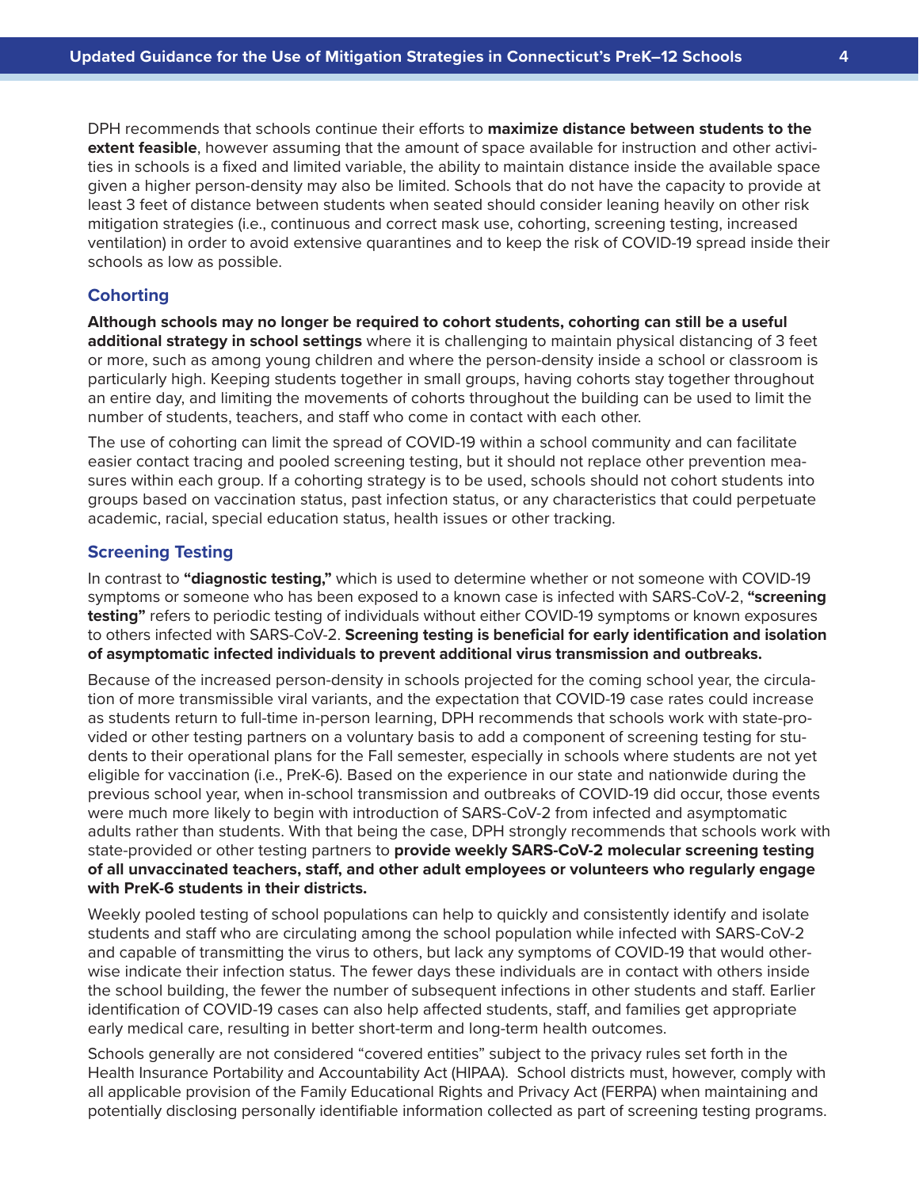DPH recommends that schools continue their efforts to **maximize distance between students to the extent feasible**, however assuming that the amount of space available for instruction and other activities in schools is a fixed and limited variable, the ability to maintain distance inside the available space given a higher person-density may also be limited. Schools that do not have the capacity to provide at least 3 feet of distance between students when seated should consider leaning heavily on other risk mitigation strategies (i.e., continuous and correct mask use, cohorting, screening testing, increased ventilation) in order to avoid extensive quarantines and to keep the risk of COVID-19 spread inside their schools as low as possible.

### Cohorting

**Although schools may no longer be required to cohort students, cohorting can still be a useful additional strategy in school settings** where it is challenging to maintain physical distancing of 3 feet or more, such as among young children and where the person-density inside a school or classroom is particularly high. Keeping students together in small groups, having cohorts stay together throughout an entire day, and limiting the movements of cohorts throughout the building can be used to limit the number of students, teachers, and staff who come in contact with each other.

The use of cohorting can limit the spread of COVID-19 within a school community and can facilitate easier contact tracing and pooled screening testing, but it should not replace other prevention measures within each group. If a cohorting strategy is to be used, schools should not cohort students into groups based on vaccination status, past infection status, or any characteristics that could perpetuate academic, racial, special education status, health issues or other tracking.

### Screening Testing

In contrast to **"diagnostic testing,"** which is used to determine whether or not someone with COVID-19 symptoms or someone who has been exposed to a known case is infected with SARS-CoV-2, **"screening testing"** refers to periodic testing of individuals without either COVID-19 symptoms or known exposures to others infected with SARS-CoV-2. **Screening testing is beneficial for early identification and isolation of asymptomatic infected individuals to prevent additional virus transmission and outbreaks.**

Because of the increased person-density in schools projected for the coming school year, the circulation of more transmissible viral variants, and the expectation that COVID-19 case rates could increase as students return to full-time in-person learning, DPH recommends that schools work with state-provided or other testing partners on a voluntary basis to add a component of screening testing for students to their operational plans for the Fall semester, especially in schools where students are not yet eligible for vaccination (i.e., PreK-6). Based on the experience in our state and nationwide during the previous school year, when in-school transmission and outbreaks of COVID-19 did occur, those events were much more likely to begin with introduction of SARS-CoV-2 from infected and asymptomatic adults rather than students. With that being the case, DPH strongly recommends that schools work with state-provided or other testing partners to **provide weekly SARS-CoV-2 molecular screening testing of all unvaccinated teachers, staff, and other adult employees or volunteers who regularly engage with PreK-6 students in their districts.**

Weekly pooled testing of school populations can help to quickly and consistently identify and isolate students and staff who are circulating among the school population while infected with SARS-CoV-2 and capable of transmitting the virus to others, but lack any symptoms of COVID-19 that would otherwise indicate their infection status. The fewer days these individuals are in contact with others inside the school building, the fewer the number of subsequent infections in other students and staff. Earlier identification of COVID-19 cases can also help affected students, staff, and families get appropriate early medical care, resulting in better short-term and long-term health outcomes.

Schools generally are not considered "covered entities" subject to the privacy rules set forth in the Health Insurance Portability and Accountability Act (HIPAA). School districts must, however, comply with all applicable provision of the Family Educational Rights and Privacy Act (FERPA) when maintaining and potentially disclosing personally identifiable information collected as part of screening testing programs.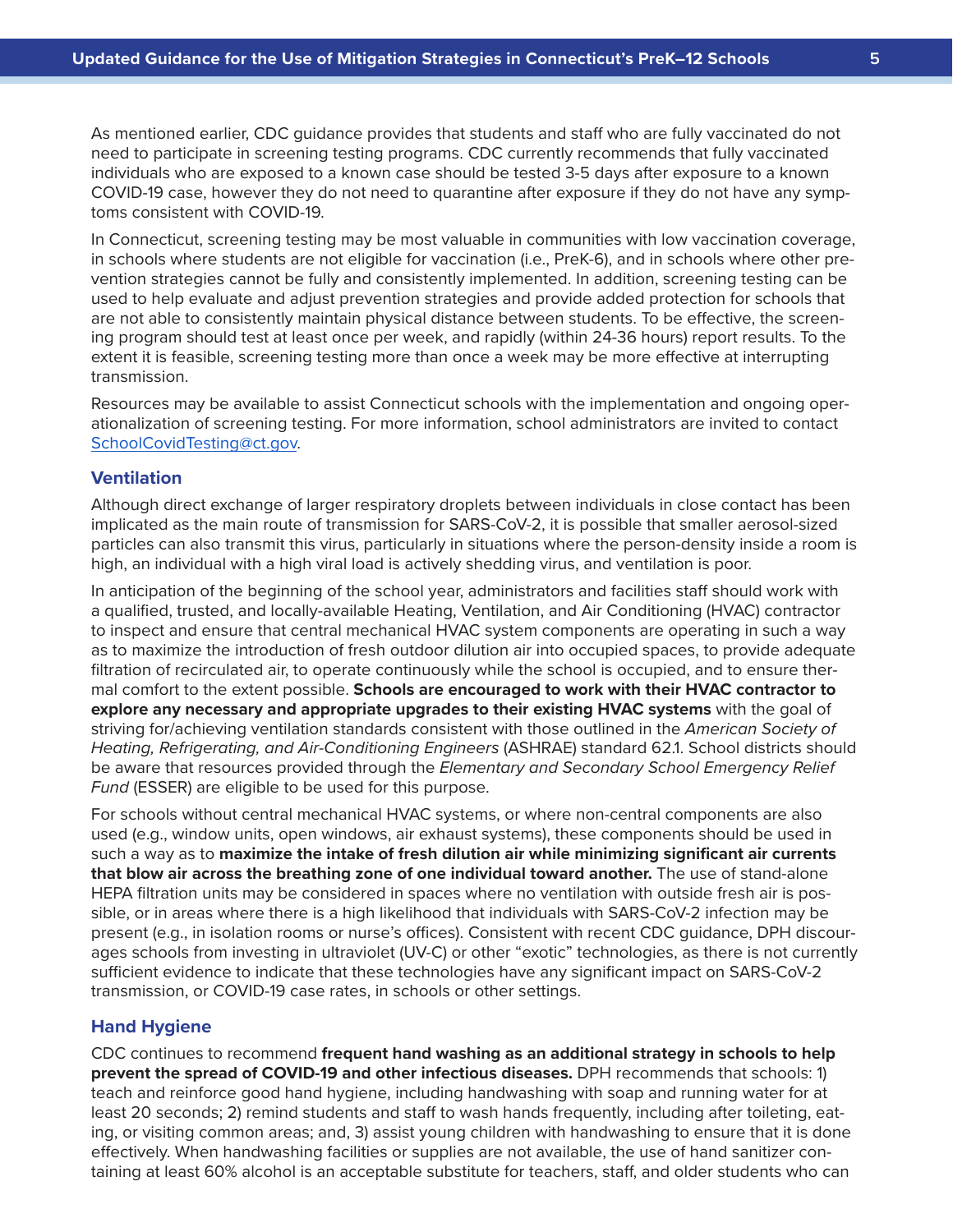As mentioned earlier, CDC guidance provides that students and staff who are fully vaccinated do not need to participate in screening testing programs. CDC currently recommends that fully vaccinated individuals who are exposed to a known case should be tested 3-5 days after exposure to a known COVID-19 case, however they do not need to quarantine after exposure if they do not have any symptoms consistent with COVID-19.

In Connecticut, screening testing may be most valuable in communities with low vaccination coverage, in schools where students are not eligible for vaccination (i.e., PreK-6), and in schools where other prevention strategies cannot be fully and consistently implemented. In addition, screening testing can be used to help evaluate and adjust prevention strategies and provide added protection for schools that are not able to consistently maintain physical distance between students. To be effective, the screening program should test at least once per week, and rapidly (within 24-36 hours) report results. To the extent it is feasible, screening testing more than once a week may be more effective at interrupting transmission.

Resources may be available to assist Connecticut schools with the implementation and ongoing operationalization of screening testing. For more information, school administrators are invited to contact SchoolCovidTesting@ct.gov.

### Ventilation

Although direct exchange of larger respiratory droplets between individuals in close contact has been implicated as the main route of transmission for SARS-CoV-2, it is possible that smaller aerosol-sized particles can also transmit this virus, particularly in situations where the person-density inside a room is high, an individual with a high viral load is actively shedding virus, and ventilation is poor.

In anticipation of the beginning of the school year, administrators and facilities staff should work with a qualified, trusted, and locally-available Heating, Ventilation, and Air Conditioning (HVAC) contractor to inspect and ensure that central mechanical HVAC system components are operating in such a way as to maximize the introduction of fresh outdoor dilution air into occupied spaces, to provide adequate filtration of recirculated air, to operate continuously while the school is occupied, and to ensure thermal comfort to the extent possible. **Schools are encouraged to work with their HVAC contractor to explore any necessary and appropriate upgrades to their existing HVAC systems** with the goal of striving for/achieving ventilation standards consistent with those outlined in the *American Society of Heating, Refrigerating, and Air-Conditioning Engineers* (ASHRAE) standard 62.1. School districts should be aware that resources provided through the *Elementary and Secondary School Emergency Relief Fund* (ESSER) are eligible to be used for this purpose.

For schools without central mechanical HVAC systems, or where non-central components are also used (e.g., window units, open windows, air exhaust systems), these components should be used in such a way as to **maximize the intake of fresh dilution air while minimizing significant air currents that blow air across the breathing zone of one individual toward another.** The use of stand-alone HEPA filtration units may be considered in spaces where no ventilation with outside fresh air is possible, or in areas where there is a high likelihood that individuals with SARS-CoV-2 infection may be present (e.g., in isolation rooms or nurse's offices). Consistent with recent CDC guidance, DPH discourages schools from investing in ultraviolet (UV-C) or other "exotic" technologies, as there is not currently sufficient evidence to indicate that these technologies have any significant impact on SARS-CoV-2 transmission, or COVID-19 case rates, in schools or other settings.

### Hand Hygiene

CDC continues to recommend **frequent hand washing as an additional strategy in schools to help prevent the spread of COVID-19 and other infectious diseases.** DPH recommends that schools: 1) teach and reinforce good hand hygiene, including handwashing with soap and running water for at least 20 seconds; 2) remind students and staff to wash hands frequently, including after toileting, eating, or visiting common areas; and, 3) assist young children with handwashing to ensure that it is done effectively. When handwashing facilities or supplies are not available, the use of hand sanitizer containing at least 60% alcohol is an acceptable substitute for teachers, staff, and older students who can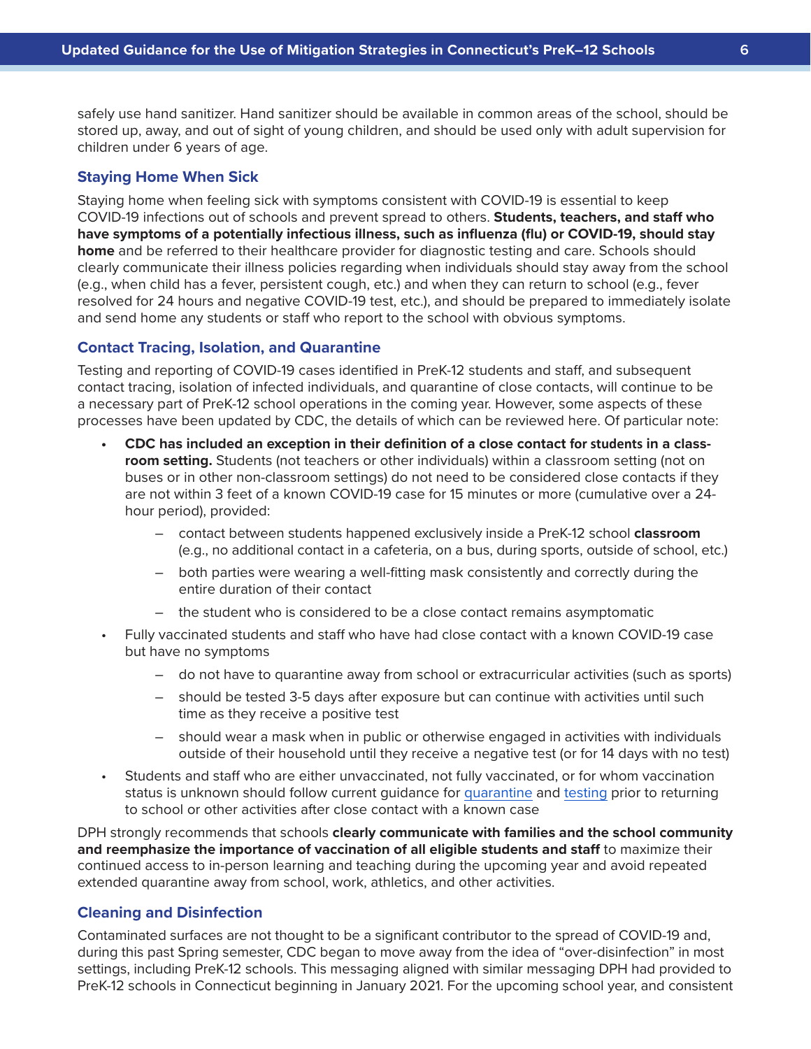safely use hand sanitizer. Hand sanitizer should be available in common areas of the school, should be stored up, away, and out of sight of young children, and should be used only with adult supervision for children under 6 years of age.

### Staying Home When Sick

Staying home when feeling sick with symptoms consistent with COVID-19 is essential to keep COVID-19 infections out of schools and prevent spread to others. **Students, teachers, and staff who have symptoms of a potentially infectious illness, such as influenza (flu) or COVID-19, should stay home** and be referred to their healthcare provider for diagnostic testing and care. Schools should clearly communicate their illness policies regarding when individuals should stay away from the school (e.g., when child has a fever, persistent cough, etc.) and when they can return to school (e.g., fever resolved for 24 hours and negative COVID-19 test, etc.), and should be prepared to immediately isolate and send home any students or staff who report to the school with obvious symptoms.

### Contact Tracing, Isolation, and Quarantine

Testing and reporting of COVID-19 cases identified in PreK-12 students and staff, and subsequent contact tracing, isolation of infected individuals, and quarantine of close contacts, will continue to be a necessary part of PreK-12 school operations in the coming year. However, some aspects of these processes have been updated by CDC, the details of which can be reviewed here. Of particular note:

- **CDC has included an exception in their definition of a close contact for students in a classroom setting.** Students (not teachers or other individuals) within a classroom setting (not on buses or in other non-classroom settings) do not need to be considered close contacts if they are not within 3 feet of a known COVID-19 case for 15 minutes or more (cumulative over a 24-hour period), provided:
  - contact between students happened exclusively inside a PreK-12 school **classroom** (e.g., no additional contact in a cafeteria, on a bus, during sports, outside of school, etc.)
  - both parties were wearing a well-fitting mask consistently and correctly during the entire duration of their contact
  - the student who is considered to be a close contact remains asymptomatic
- Fully vaccinated students and staff who have had close contact with a known COVID-19 case but have no symptoms
  - do not have to quarantine away from school or extracurricular activities (such as sports)
  - should be tested 3-5 days after exposure but can continue with activities until such time as they receive a positive test
  - should wear a mask when in public or otherwise engaged in activities with individuals outside of their household until they receive a negative test (or for 14 days with no test)
- Students and staff who are either unvaccinated, not fully vaccinated, or for whom vaccination status is unknown should follow current guidance for quarantine and testing prior to returning to school or other activities after close contact with a known case

DPH strongly recommends that schools **clearly communicate with families and the school community and reemphasize the importance of vaccination of all eligible students and staff** to maximize their continued access to in-person learning and teaching during the upcoming year and avoid repeated extended quarantine away from school, work, athletics, and other activities.

### Cleaning and Disinfection

Contaminated surfaces are not thought to be a significant contributor to the spread of COVID-19 and, during this past Spring semester, CDC began to move away from the idea of "over-disinfection" in most settings, including PreK-12 schools. This messaging aligned with similar messaging DPH had provided to PreK-12 schools in Connecticut beginning in January 2021. For the upcoming school year, and consistent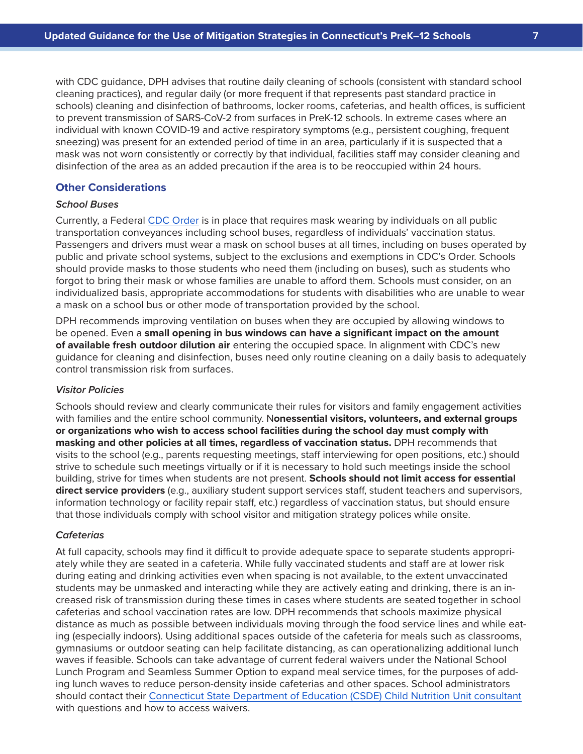with CDC guidance, DPH advises that routine daily cleaning of schools (consistent with standard school cleaning practices), and regular daily (or more frequent if that represents past standard practice in schools) cleaning and disinfection of bathrooms, locker rooms, cafeterias, and health offices, is sufficient to prevent transmission of SARS-CoV-2 from surfaces in PreK-12 schools. In extreme cases where an individual with known COVID-19 and active respiratory symptoms (e.g., persistent coughing, frequent sneezing) was present for an extended period of time in an area, particularly if it is suspected that a mask was not worn consistently or correctly by that individual, facilities staff may consider cleaning and disinfection of the area as an added precaution if the area is to be reoccupied within 24 hours.

## Other Considerations

### *School Buses*

Currently, a Federal CDC Order is in place that requires mask wearing by individuals on all public transportation conveyances including school buses, regardless of individuals' vaccination status. Passengers and drivers must wear a mask on school buses at all times, including on buses operated by public and private school systems, subject to the exclusions and exemptions in CDC's Order. Schools should provide masks to those students who need them (including on buses), such as students who forgot to bring their mask or whose families are unable to afford them. Schools must consider, on an individualized basis, appropriate accommodations for students with disabilities who are unable to wear a mask on a school bus or other mode of transportation provided by the school.

DPH recommends improving ventilation on buses when they are occupied by allowing windows to be opened. Even a **small opening in bus windows can have a significant impact on the amount of available fresh outdoor dilution air** entering the occupied space. In alignment with CDC's new guidance for cleaning and disinfection, buses need only routine cleaning on a daily basis to adequately control transmission risk from surfaces.

### *Visitor Policies*

Schools should review and clearly communicate their rules for visitors and family engagement activities with families and the entire school community. N**onessential visitors, volunteers, and external groups or organizations who wish to access school facilities during the school day must comply with masking and other policies at all times, regardless of vaccination status.** DPH recommends that visits to the school (e.g., parents requesting meetings, staff interviewing for open positions, etc.) should strive to schedule such meetings virtually or if it is necessary to hold such meetings inside the school building, strive for times when students are not present. **Schools should not limit access for essential direct service providers** (e.g., auxiliary student support services staff, student teachers and supervisors, information technology or facility repair staff, etc.) regardless of vaccination status, but should ensure that those individuals comply with school visitor and mitigation strategy polices while onsite.

### *Cafeterias*

At full capacity, schools may find it difficult to provide adequate space to separate students appropriately while they are seated in a cafeteria. While fully vaccinated students and staff are at lower risk during eating and drinking activities even when spacing is not available, to the extent unvaccinated students may be unmasked and interacting while they are actively eating and drinking, there is an increased risk of transmission during these times in cases where students are seated together in school cafeterias and school vaccination rates are low. DPH recommends that schools maximize physical distance as much as possible between individuals moving through the food service lines and while eating (especially indoors). Using additional spaces outside of the cafeteria for meals such as classrooms, gymnasiums or outdoor seating can help facilitate distancing, as can operationalizing additional lunch waves if feasible. Schools can take advantage of current federal waivers under the National School Lunch Program and Seamless Summer Option to expand meal service times, for the purposes of adding lunch waves to reduce person-density inside cafeterias and other spaces. School administrators should contact their Connecticut State Department of Education (CSDE) Child Nutrition Unit consultant with questions and how to access waivers.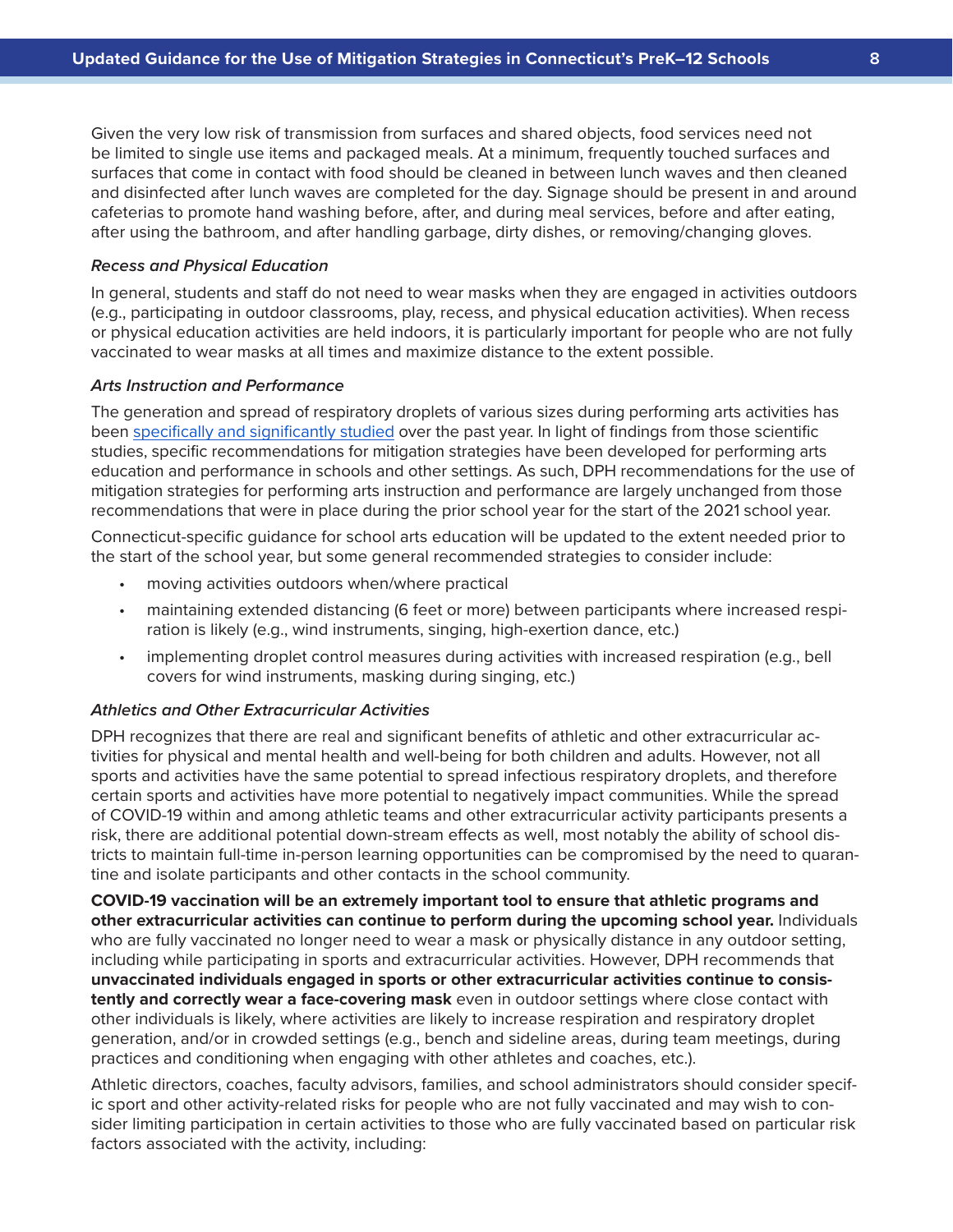Given the very low risk of transmission from surfaces and shared objects, food services need not be limited to single use items and packaged meals. At a minimum, frequently touched surfaces and surfaces that come in contact with food should be cleaned in between lunch waves and then cleaned and disinfected after lunch waves are completed for the day. Signage should be present in and around cafeterias to promote hand washing before, after, and during meal services, before and after eating, after using the bathroom, and after handling garbage, dirty dishes, or removing/changing gloves.

*Recess and Physical Education*

In general, students and staff do not need to wear masks when they are engaged in activities outdoors (e.g., participating in outdoor classrooms, play, recess, and physical education activities). When recess or physical education activities are held indoors, it is particularly important for people who are not fully vaccinated to wear masks at all times and maximize distance to the extent possible.

*Arts Instruction and Performance*

The generation and spread of respiratory droplets of various sizes during performing arts activities has been specifically and significantly studied over the past year. In light of findings from those scientific studies, specific recommendations for mitigation strategies have been developed for performing arts education and performance in schools and other settings. As such, DPH recommendations for the use of mitigation strategies for performing arts instruction and performance are largely unchanged from those recommendations that were in place during the prior school year for the start of the 2021 school year.

Connecticut-specific guidance for school arts education will be updated to the extent needed prior to the start of the school year, but some general recommended strategies to consider include:

- moving activities outdoors when/where practical
- maintaining extended distancing (6 feet or more) between participants where increased respiration is likely (e.g., wind instruments, singing, high-exertion dance, etc.)
- implementing droplet control measures during activities with increased respiration (e.g., bell covers for wind instruments, masking during singing, etc.)

*Athletics and Other Extracurricular Activities*

DPH recognizes that there are real and significant benefits of athletic and other extracurricular activities for physical and mental health and well-being for both children and adults. However, not all sports and activities have the same potential to spread infectious respiratory droplets, and therefore certain sports and activities have more potential to negatively impact communities. While the spread of COVID-19 within and among athletic teams and other extracurricular activity participants presents a risk, there are additional potential down-stream effects as well, most notably the ability of school districts to maintain full-time in-person learning opportunities can be compromised by the need to quarantine and isolate participants and other contacts in the school community.

**COVID-19 vaccination will be an extremely important tool to ensure that athletic programs and other extracurricular activities can continue to perform during the upcoming school year.** Individuals who are fully vaccinated no longer need to wear a mask or physically distance in any outdoor setting, including while participating in sports and extracurricular activities. However, DPH recommends that **unvaccinated individuals engaged in sports or other extracurricular activities continue to consistently and correctly wear a face-covering mask** even in outdoor settings where close contact with other individuals is likely, where activities are likely to increase respiration and respiratory droplet generation, and/or in crowded settings (e.g., bench and sideline areas, during team meetings, during practices and conditioning when engaging with other athletes and coaches, etc.).

Athletic directors, coaches, faculty advisors, families, and school administrators should consider specific sport and other activity-related risks for people who are not fully vaccinated and may wish to consider limiting participation in certain activities to those who are fully vaccinated based on particular risk factors associated with the activity, including: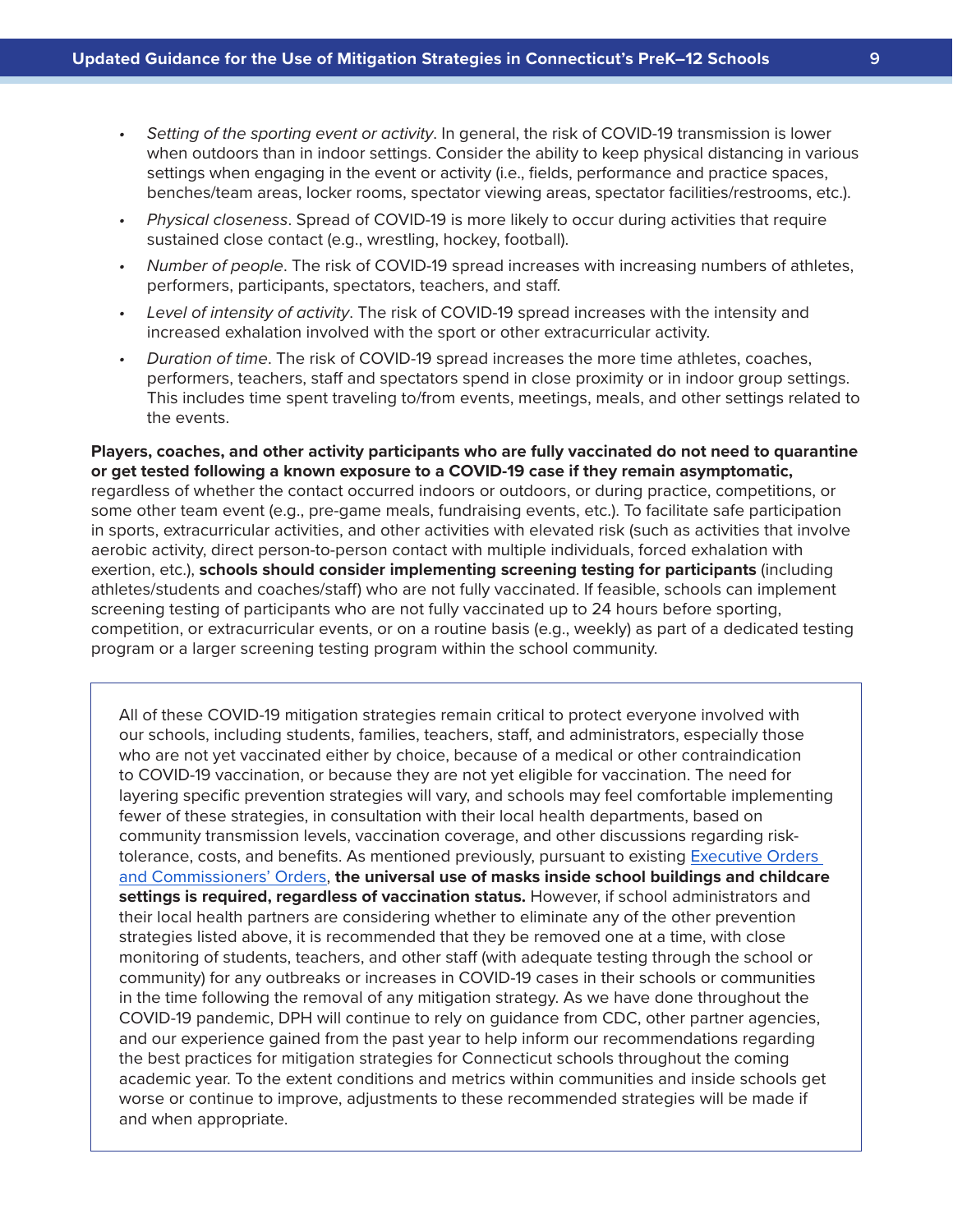- *Setting of the sporting event or activity*. In general, the risk of COVID-19 transmission is lower when outdoors than in indoor settings. Consider the ability to keep physical distancing in various settings when engaging in the event or activity (i.e., fields, performance and practice spaces, benches/team areas, locker rooms, spectator viewing areas, spectator facilities/restrooms, etc.).
- *Physical closeness*. Spread of COVID-19 is more likely to occur during activities that require sustained close contact (e.g., wrestling, hockey, football).
- *Number of people*. The risk of COVID-19 spread increases with increasing numbers of athletes, performers, participants, spectators, teachers, and staff.
- *Level of intensity of activity*. The risk of COVID-19 spread increases with the intensity and increased exhalation involved with the sport or other extracurricular activity.
- *Duration of time*. The risk of COVID-19 spread increases the more time athletes, coaches, performers, teachers, staff and spectators spend in close proximity or in indoor group settings. This includes time spent traveling to/from events, meetings, meals, and other settings related to the events.

**Players, coaches, and other activity participants who are fully vaccinated do not need to quarantine or get tested following a known exposure to a COVID-19 case if they remain asymptomatic,** regardless of whether the contact occurred indoors or outdoors, or during practice, competitions, or some other team event (e.g., pre-game meals, fundraising events, etc.). To facilitate safe participation in sports, extracurricular activities, and other activities with elevated risk (such as activities that involve aerobic activity, direct person-to-person contact with multiple individuals, forced exhalation with exertion, etc.), **schools should consider implementing screening testing for participants** (including athletes/students and coaches/staff) who are not fully vaccinated. If feasible, schools can implement screening testing of participants who are not fully vaccinated up to 24 hours before sporting, competition, or extracurricular events, or on a routine basis (e.g., weekly) as part of a dedicated testing program or a larger screening testing program within the school community.

All of these COVID-19 mitigation strategies remain critical to protect everyone involved with our schools, including students, families, teachers, staff, and administrators, especially those who are not yet vaccinated either by choice, because of a medical or other contraindication to COVID-19 vaccination, or because they are not yet eligible for vaccination. The need for layering specific prevention strategies will vary, and schools may feel comfortable implementing fewer of these strategies, in consultation with their local health departments, based on community transmission levels, vaccination coverage, and other discussions regarding risk-tolerance, costs, and benefits. As mentioned previously, pursuant to existing Executive Orders and Commissioners' Orders, **the universal use of masks inside school buildings and childcare settings is required, regardless of vaccination status.** However, if school administrators and their local health partners are considering whether to eliminate any of the other prevention strategies listed above, it is recommended that they be removed one at a time, with close monitoring of students, teachers, and other staff (with adequate testing through the school or community) for any outbreaks or increases in COVID-19 cases in their schools or communities in the time following the removal of any mitigation strategy. As we have done throughout the COVID-19 pandemic, DPH will continue to rely on guidance from CDC, other partner agencies, and our experience gained from the past year to help inform our recommendations regarding the best practices for mitigation strategies for Connecticut schools throughout the coming academic year. To the extent conditions and metrics within communities and inside schools get worse or continue to improve, adjustments to these recommended strategies will be made if and when appropriate.